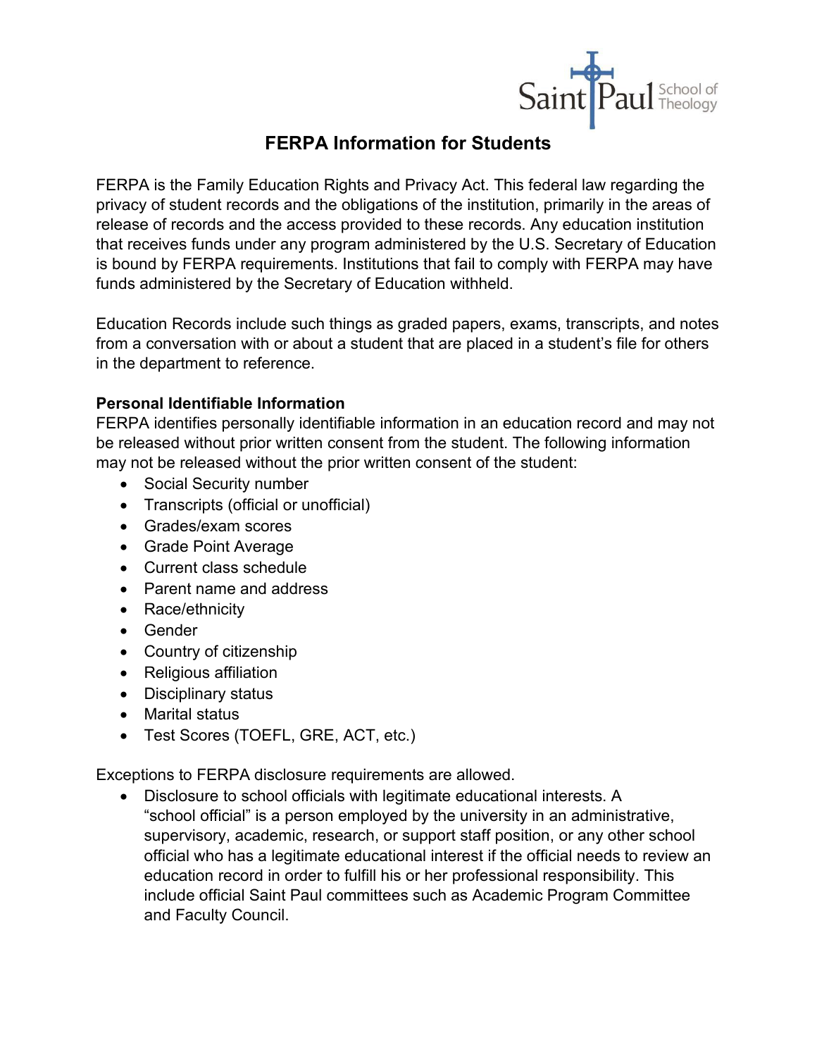# FERPA Information for Students

FERPA is the Family Education Rights and Privacy Act. This federal law regarding the privacy of student records and the obligations of the institution, primarily in the areas of release of records and the access provided to these records. Any education institution that receives funds under any program administered by the U.S. Secretary of Education is bound by FERPA requirements. Institutions that fail to comply with FERPA may have funds administered by the Secretary of Education withheld.

Education Records include such things as graded papers, exams, transcripts, and notes from a conversation with or about a student that are placed in a student's file for others in the department to reference.

**Personal Identifiable Information**
FERPA identifies personally identifiable information in an education record and may not be released without prior written consent from the student. The following information may not be released without the prior written consent of the student:

- Social Security number
- Transcripts (official or unofficial)
- Grades/exam scores
- Grade Point Average
- Current class schedule
- Parent name and address
- Race/ethnicity
- Gender
- Country of citizenship
- Religious affiliation
- Disciplinary status
- Marital status
- Test Scores (TOEFL, GRE, ACT, etc.)

Exceptions to FERPA disclosure requirements are allowed.

- Disclosure to school officials with legitimate educational interests. A "school official" is a person employed by the university in an administrative, supervisory, academic, research, or support staff position, or any other school official who has a legitimate educational interest if the official needs to review an education record in order to fulfill his or her professional responsibility. This include official Saint Paul committees such as Academic Program Committee and Faculty Council.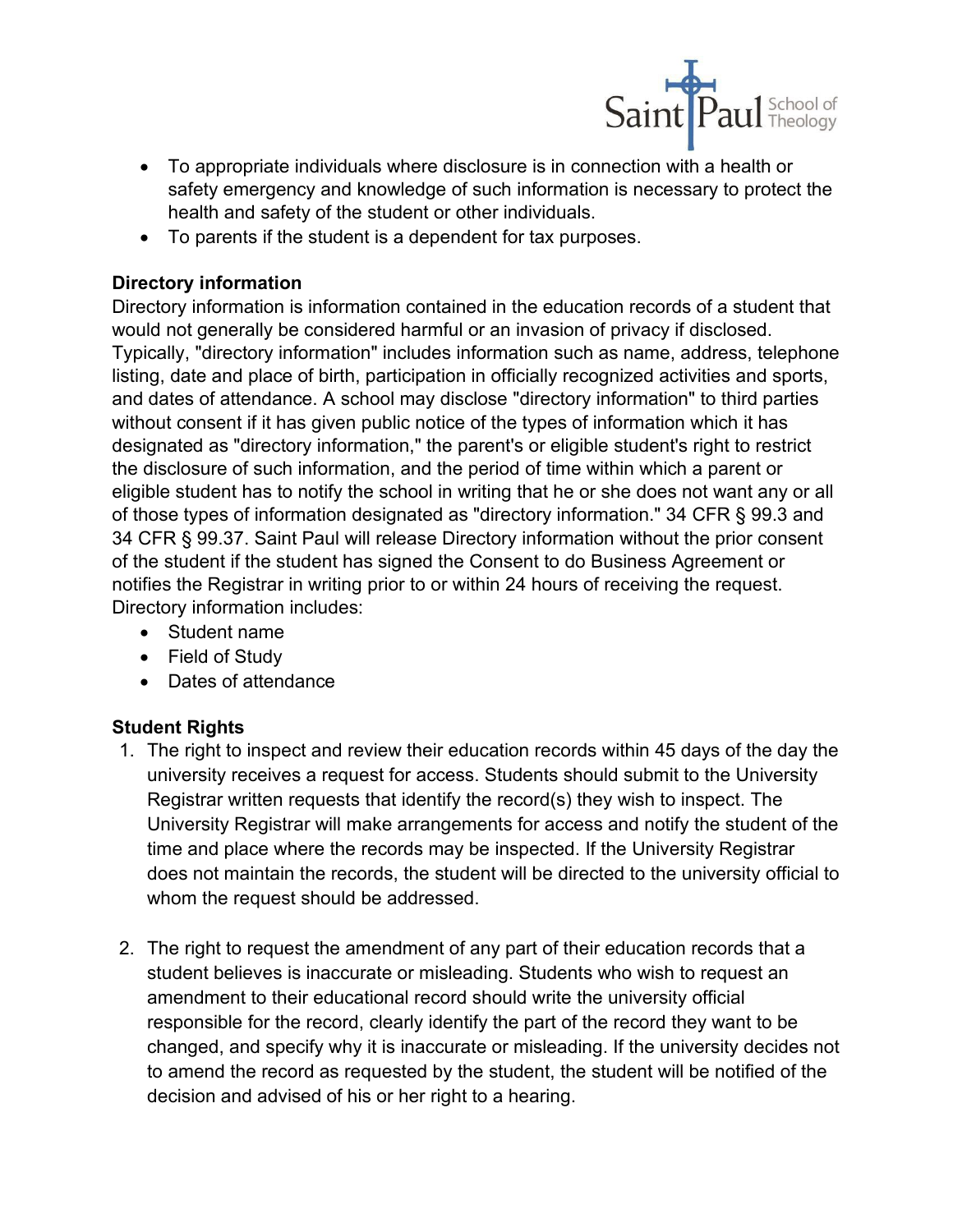- To appropriate individuals where disclosure is in connection with a health or safety emergency and knowledge of such information is necessary to protect the health and safety of the student or other individuals.
- To parents if the student is a dependent for tax purposes.

**Directory information**

Directory information is information contained in the education records of a student that would not generally be considered harmful or an invasion of privacy if disclosed. Typically, "directory information" includes information such as name, address, telephone listing, date and place of birth, participation in officially recognized activities and sports, and dates of attendance. A school may disclose "directory information" to third parties without consent if it has given public notice of the types of information which it has designated as "directory information," the parent's or eligible student's right to restrict the disclosure of such information, and the period of time within which a parent or eligible student has to notify the school in writing that he or she does not want any or all of those types of information designated as "directory information." 34 CFR § 99.3 and 34 CFR § 99.37. Saint Paul will release Directory information without the prior consent of the student if the student has signed the Consent to do Business Agreement or notifies the Registrar in writing prior to or within 24 hours of receiving the request. Directory information includes:

- Student name
- Field of Study
- Dates of attendance

**Student Rights**

1. The right to inspect and review their education records within 45 days of the day the university receives a request for access. Students should submit to the University Registrar written requests that identify the record(s) they wish to inspect. The University Registrar will make arrangements for access and notify the student of the time and place where the records may be inspected. If the University Registrar does not maintain the records, the student will be directed to the university official to whom the request should be addressed.

2. The right to request the amendment of any part of their education records that a student believes is inaccurate or misleading. Students who wish to request an amendment to their educational record should write the university official responsible for the record, clearly identify the part of the record they want to be changed, and specify why it is inaccurate or misleading. If the university decides not to amend the record as requested by the student, the student will be notified of the decision and advised of his or her right to a hearing.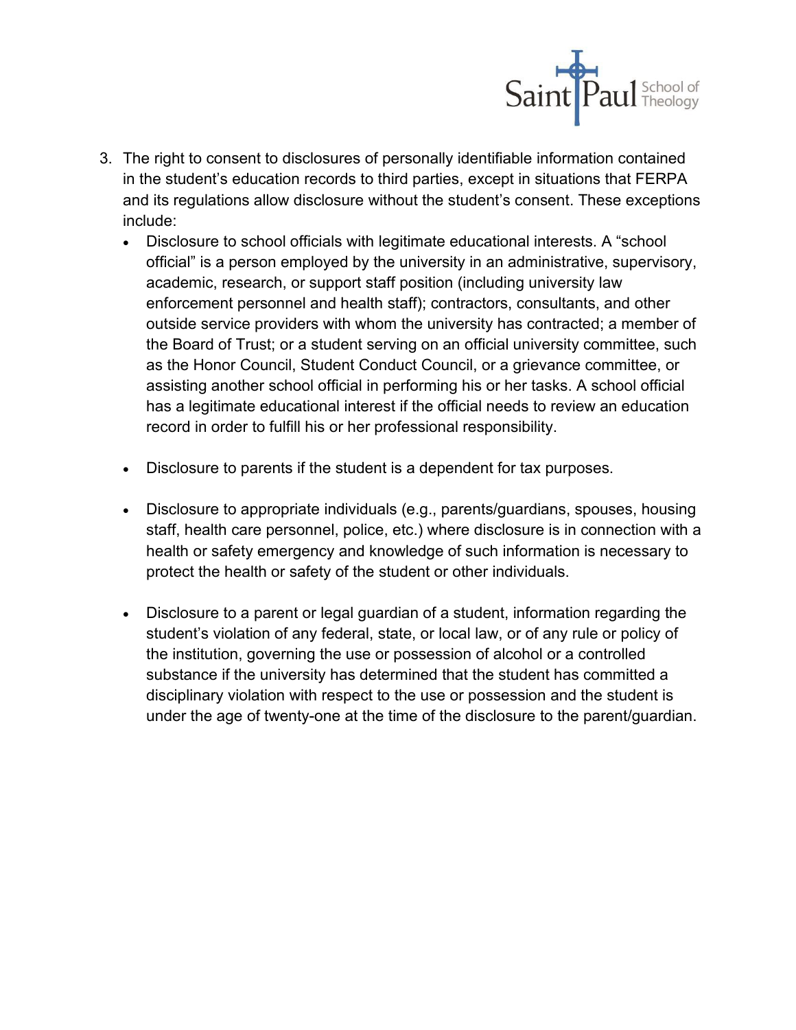3. The right to consent to disclosures of personally identifiable information contained in the student's education records to third parties, except in situations that FERPA and its regulations allow disclosure without the student's consent. These exceptions include:
   - Disclosure to school officials with legitimate educational interests. A "school official" is a person employed by the university in an administrative, supervisory, academic, research, or support staff position (including university law enforcement personnel and health staff); contractors, consultants, and other outside service providers with whom the university has contracted; a member of the Board of Trust; or a student serving on an official university committee, such as the Honor Council, Student Conduct Council, or a grievance committee, or assisting another school official in performing his or her tasks. A school official has a legitimate educational interest if the official needs to review an education record in order to fulfill his or her professional responsibility.

   - Disclosure to parents if the student is a dependent for tax purposes.

   - Disclosure to appropriate individuals (e.g., parents/guardians, spouses, housing staff, health care personnel, police, etc.) where disclosure is in connection with a health or safety emergency and knowledge of such information is necessary to protect the health or safety of the student or other individuals.

   - Disclosure to a parent or legal guardian of a student, information regarding the student's violation of any federal, state, or local law, or of any rule or policy of the institution, governing the use or possession of alcohol or a controlled substance if the university has determined that the student has committed a disciplinary violation with respect to the use or possession and the student is under the age of twenty-one at the time of the disclosure to the parent/guardian.